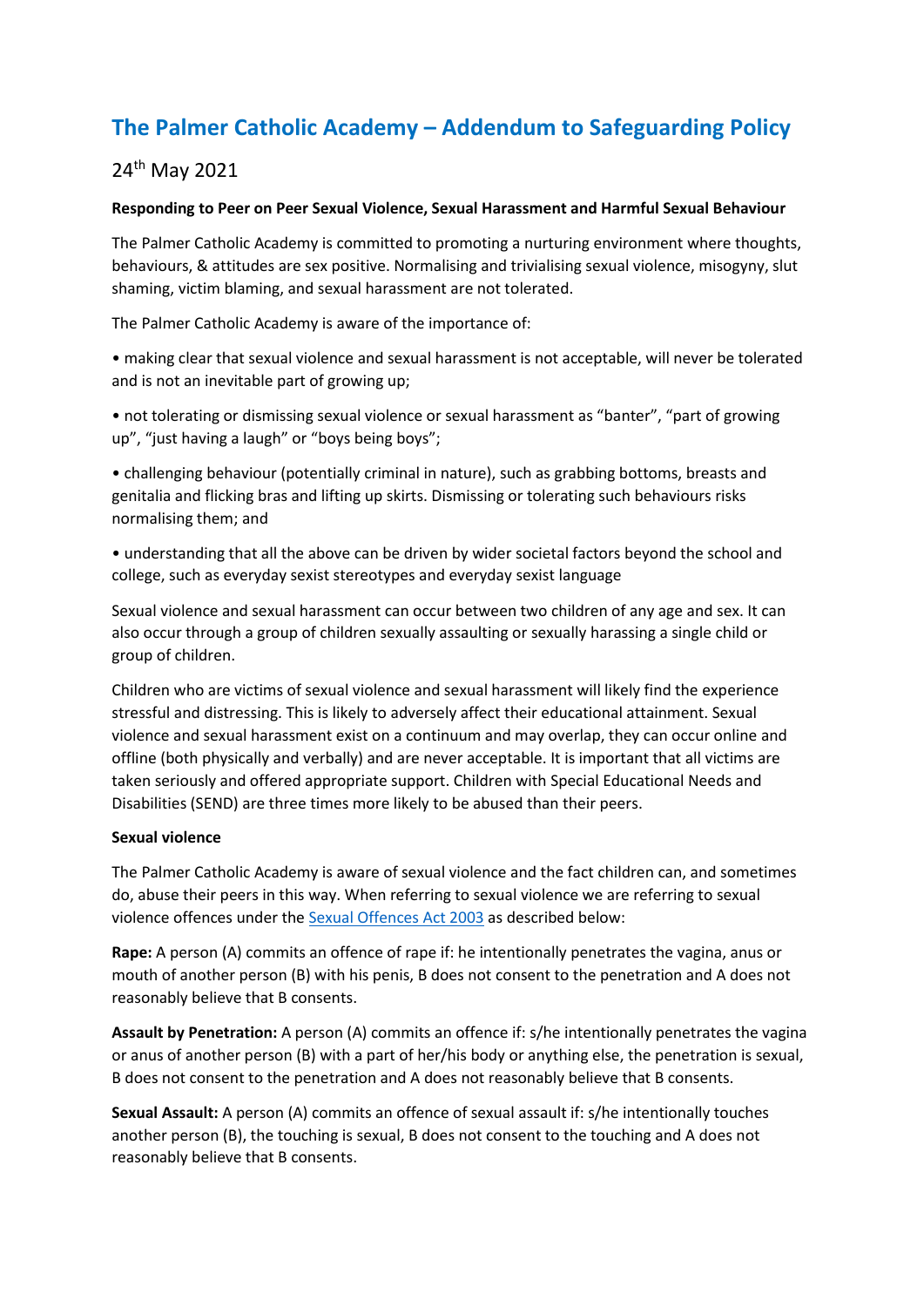# The Palmer Catholic Academy – Addendum to Safeguarding Policy

## 24th May 2021

**Responding to Peer on Peer Sexual Violence, Sexual Harassment and Harmful Sexual Behaviour**

The Palmer Catholic Academy is committed to promoting a nurturing environment where thoughts, behaviours, & attitudes are sex positive. Normalising and trivialising sexual violence, misogyny, slut shaming, victim blaming, and sexual harassment are not tolerated.

The Palmer Catholic Academy is aware of the importance of:

- making clear that sexual violence and sexual harassment is not acceptable, will never be tolerated and is not an inevitable part of growing up;
- not tolerating or dismissing sexual violence or sexual harassment as "banter", "part of growing up", "just having a laugh" or "boys being boys";
- challenging behaviour (potentially criminal in nature), such as grabbing bottoms, breasts and genitalia and flicking bras and lifting up skirts. Dismissing or tolerating such behaviours risks normalising them; and
- understanding that all the above can be driven by wider societal factors beyond the school and college, such as everyday sexist stereotypes and everyday sexist language

Sexual violence and sexual harassment can occur between two children of any age and sex. It can also occur through a group of children sexually assaulting or sexually harassing a single child or group of children.

Children who are victims of sexual violence and sexual harassment will likely find the experience stressful and distressing. This is likely to adversely affect their educational attainment. Sexual violence and sexual harassment exist on a continuum and may overlap, they can occur online and offline (both physically and verbally) and are never acceptable. It is important that all victims are taken seriously and offered appropriate support. Children with Special Educational Needs and Disabilities (SEND) are three times more likely to be abused than their peers.

**Sexual violence**

The Palmer Catholic Academy is aware of sexual violence and the fact children can, and sometimes do, abuse their peers in this way. When referring to sexual violence we are referring to sexual violence offences under the Sexual Offences Act 2003 as described below:

**Rape:** A person (A) commits an offence of rape if: he intentionally penetrates the vagina, anus or mouth of another person (B) with his penis, B does not consent to the penetration and A does not reasonably believe that B consents.

**Assault by Penetration:** A person (A) commits an offence if: s/he intentionally penetrates the vagina or anus of another person (B) with a part of her/his body or anything else, the penetration is sexual, B does not consent to the penetration and A does not reasonably believe that B consents.

**Sexual Assault:** A person (A) commits an offence of sexual assault if: s/he intentionally touches another person (B), the touching is sexual, B does not consent to the touching and A does not reasonably believe that B consents.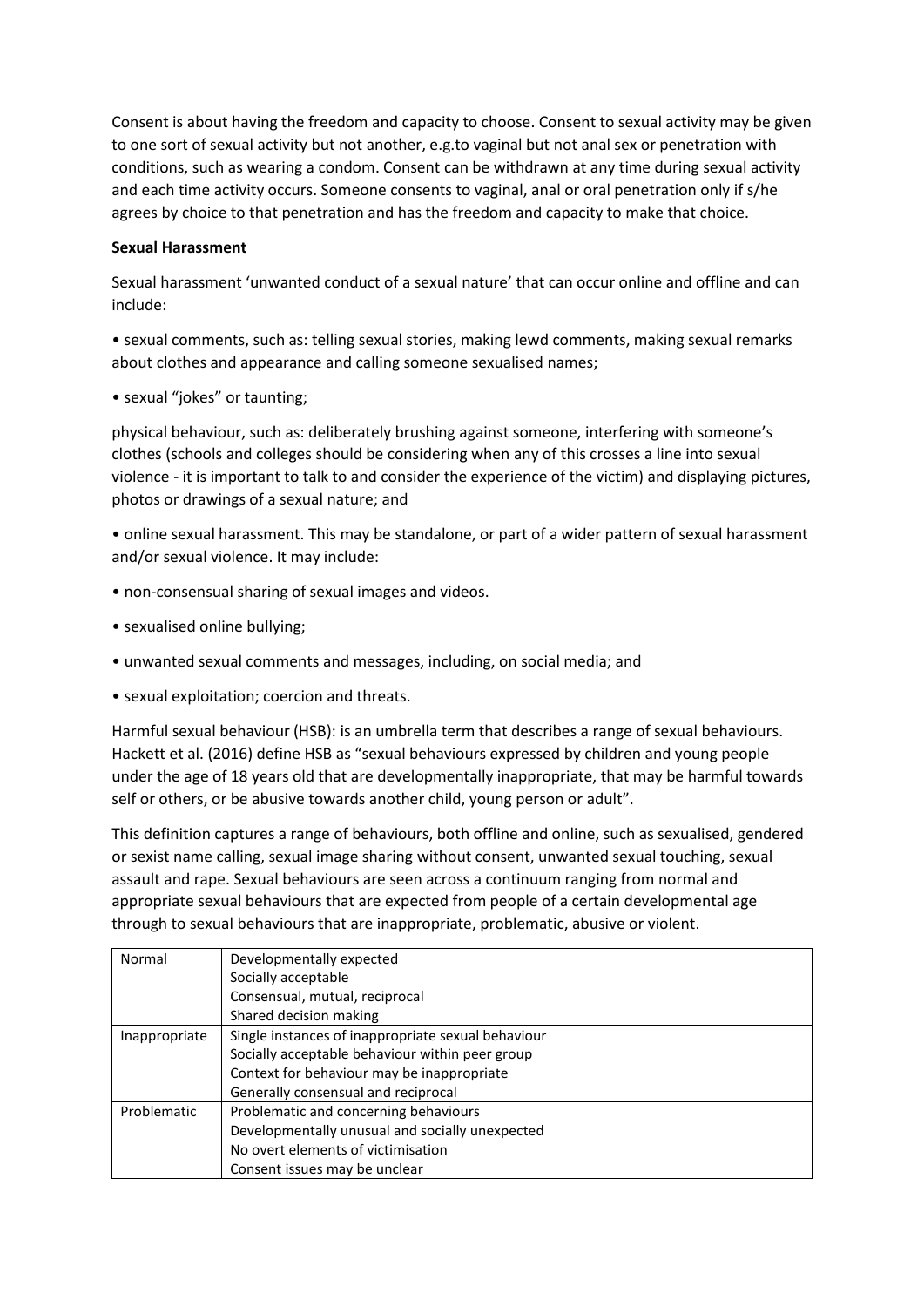Consent is about having the freedom and capacity to choose. Consent to sexual activity may be given to one sort of sexual activity but not another, e.g.to vaginal but not anal sex or penetration with conditions, such as wearing a condom. Consent can be withdrawn at any time during sexual activity and each time activity occurs. Someone consents to vaginal, anal or oral penetration only if s/he agrees by choice to that penetration and has the freedom and capacity to make that choice.

**Sexual Harassment**

Sexual harassment 'unwanted conduct of a sexual nature' that can occur online and offline and can include:

• sexual comments, such as: telling sexual stories, making lewd comments, making sexual remarks about clothes and appearance and calling someone sexualised names;

• sexual "jokes" or taunting;

physical behaviour, such as: deliberately brushing against someone, interfering with someone's clothes (schools and colleges should be considering when any of this crosses a line into sexual violence - it is important to talk to and consider the experience of the victim) and displaying pictures, photos or drawings of a sexual nature; and

• online sexual harassment. This may be standalone, or part of a wider pattern of sexual harassment and/or sexual violence. It may include:

• non-consensual sharing of sexual images and videos.

• sexualised online bullying;

• unwanted sexual comments and messages, including, on social media; and

• sexual exploitation; coercion and threats.

Harmful sexual behaviour (HSB): is an umbrella term that describes a range of sexual behaviours. Hackett et al. (2016) define HSB as "sexual behaviours expressed by children and young people under the age of 18 years old that are developmentally inappropriate, that may be harmful towards self or others, or be abusive towards another child, young person or adult".

This definition captures a range of behaviours, both offline and online, such as sexualised, gendered or sexist name calling, sexual image sharing without consent, unwanted sexual touching, sexual assault and rape. Sexual behaviours are seen across a continuum ranging from normal and appropriate sexual behaviours that are expected from people of a certain developmental age through to sexual behaviours that are inappropriate, problematic, abusive or violent.

| | |
|---|---|
| Normal | Developmentally expected<br>Socially acceptable<br>Consensual, mutual, reciprocal<br>Shared decision making |
| Inappropriate | Single instances of inappropriate sexual behaviour<br>Socially acceptable behaviour within peer group<br>Context for behaviour may be inappropriate<br>Generally consensual and reciprocal |
| Problematic | Problematic and concerning behaviours<br>Developmentally unusual and socially unexpected<br>No overt elements of victimisation<br>Consent issues may be unclear |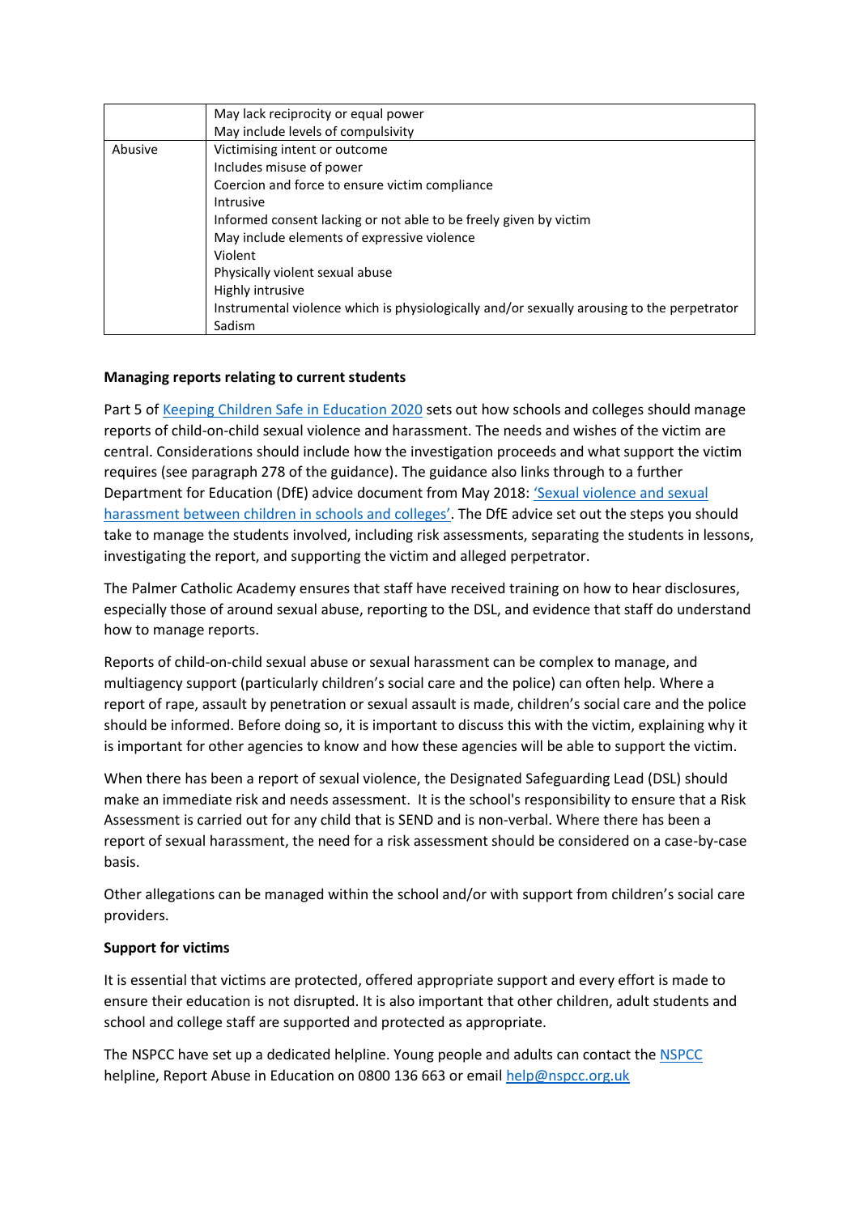| | |
|---|---|
| | May lack reciprocity or equal power<br>May include levels of compulsivity |
| Abusive | Victimising intent or outcome<br>Includes misuse of power<br>Coercion and force to ensure victim compliance<br>Intrusive<br>Informed consent lacking or not able to be freely given by victim<br>May include elements of expressive violence<br>Violent<br>Physically violent sexual abuse<br>Highly intrusive<br>Instrumental violence which is physiologically and/or sexually arousing to the perpetrator<br>Sadism |

**Managing reports relating to current students**

Part 5 of Keeping Children Safe in Education 2020 sets out how schools and colleges should manage reports of child-on-child sexual violence and harassment. The needs and wishes of the victim are central. Considerations should include how the investigation proceeds and what support the victim requires (see paragraph 278 of the guidance). The guidance also links through to a further Department for Education (DfE) advice document from May 2018: 'Sexual violence and sexual harassment between children in schools and colleges'. The DfE advice set out the steps you should take to manage the students involved, including risk assessments, separating the students in lessons, investigating the report, and supporting the victim and alleged perpetrator.

The Palmer Catholic Academy ensures that staff have received training on how to hear disclosures, especially those of around sexual abuse, reporting to the DSL, and evidence that staff do understand how to manage reports.

Reports of child-on-child sexual abuse or sexual harassment can be complex to manage, and multiagency support (particularly children's social care and the police) can often help. Where a report of rape, assault by penetration or sexual assault is made, children's social care and the police should be informed. Before doing so, it is important to discuss this with the victim, explaining why it is important for other agencies to know and how these agencies will be able to support the victim.

When there has been a report of sexual violence, the Designated Safeguarding Lead (DSL) should make an immediate risk and needs assessment. It is the school's responsibility to ensure that a Risk Assessment is carried out for any child that is SEND and is non-verbal. Where there has been a report of sexual harassment, the need for a risk assessment should be considered on a case-by-case basis.

Other allegations can be managed within the school and/or with support from children's social care providers.

**Support for victims**

It is essential that victims are protected, offered appropriate support and every effort is made to ensure their education is not disrupted. It is also important that other children, adult students and school and college staff are supported and protected as appropriate.

The NSPCC have set up a dedicated helpline. Young people and adults can contact the NSPCC helpline, Report Abuse in Education on 0800 136 663 or email help@nspcc.org.uk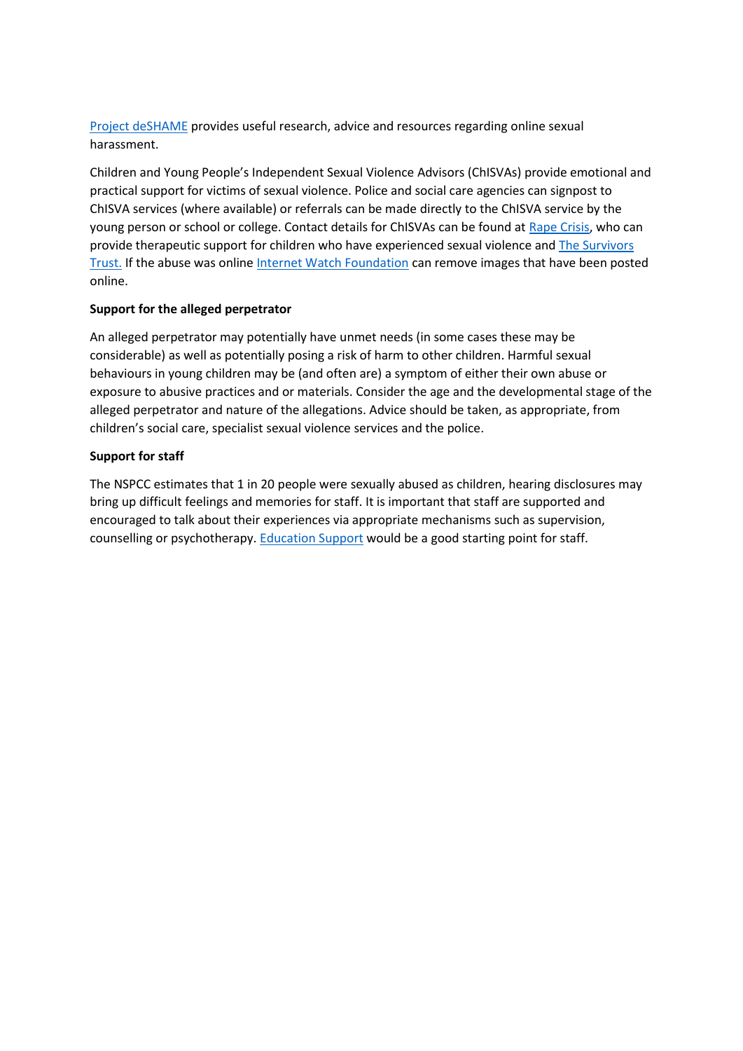Project deSHAME provides useful research, advice and resources regarding online sexual harassment.

Children and Young People's Independent Sexual Violence Advisors (ChISVAs) provide emotional and practical support for victims of sexual violence. Police and social care agencies can signpost to ChISVA services (where available) or referrals can be made directly to the ChISVA service by the young person or school or college. Contact details for ChISVAs can be found at Rape Crisis, who can provide therapeutic support for children who have experienced sexual violence and The Survivors Trust. If the abuse was online Internet Watch Foundation can remove images that have been posted online.

**Support for the alleged perpetrator**

An alleged perpetrator may potentially have unmet needs (in some cases these may be considerable) as well as potentially posing a risk of harm to other children. Harmful sexual behaviours in young children may be (and often are) a symptom of either their own abuse or exposure to abusive practices and or materials. Consider the age and the developmental stage of the alleged perpetrator and nature of the allegations. Advice should be taken, as appropriate, from children's social care, specialist sexual violence services and the police.

**Support for staff**

The NSPCC estimates that 1 in 20 people were sexually abused as children, hearing disclosures may bring up difficult feelings and memories for staff. It is important that staff are supported and encouraged to talk about their experiences via appropriate mechanisms such as supervision, counselling or psychotherapy. Education Support would be a good starting point for staff.